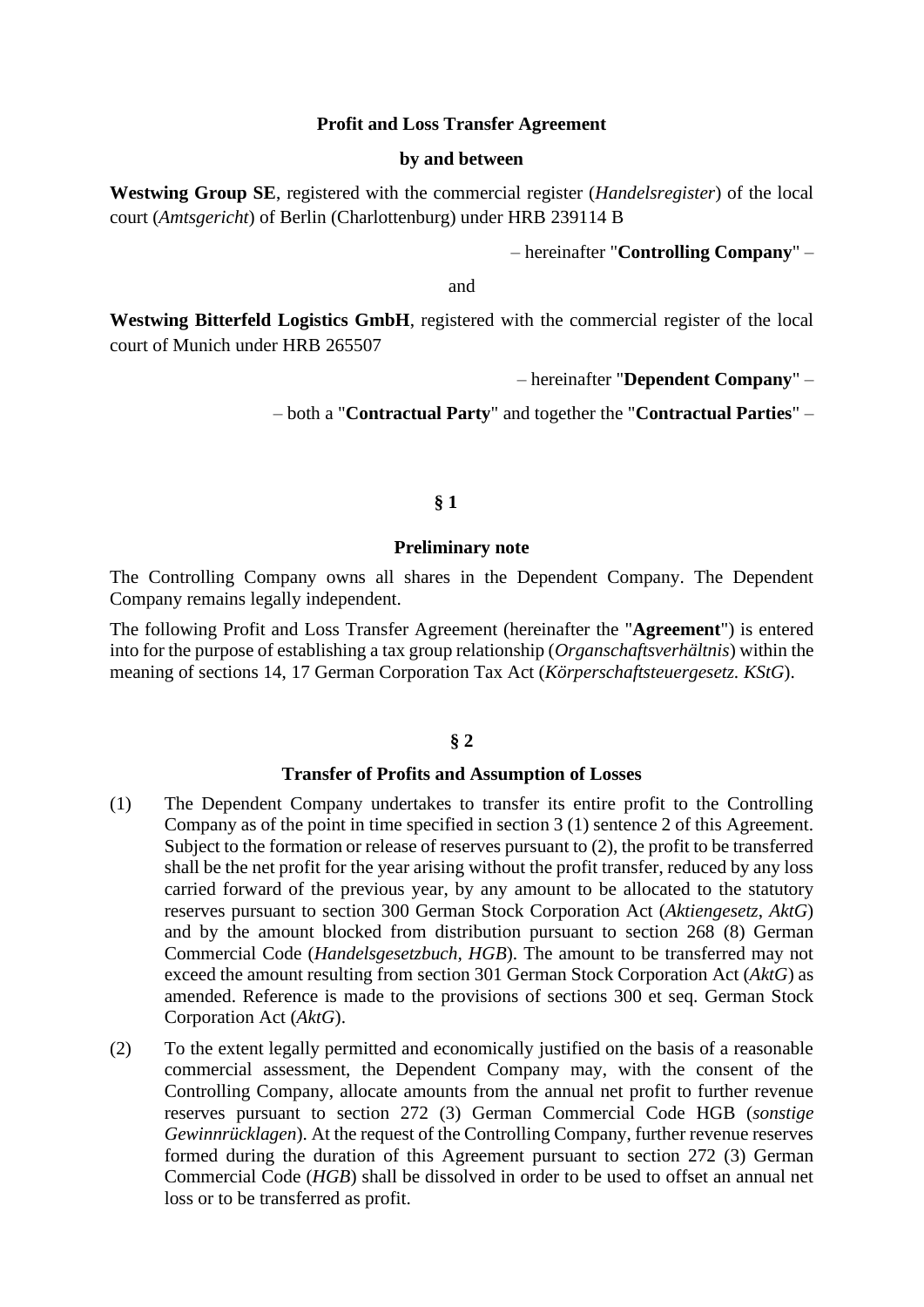**Profit and Loss Transfer Agreement**

**by and between**

**Westwing Group SE**, registered with the commercial register (*Handelsregister*) of the local court (*Amtsgericht*) of Berlin (Charlottenburg) under HRB 239114 B

– hereinafter "**Controlling Company**" –

and

**Westwing Bitterfeld Logistics GmbH**, registered with the commercial register of the local court of Munich under HRB 265507

– hereinafter "**Dependent Company**" –

– both a "**Contractual Party**" and together the "**Contractual Parties**" –

## § 1

### Preliminary note

The Controlling Company owns all shares in the Dependent Company. The Dependent Company remains legally independent.

The following Profit and Loss Transfer Agreement (hereinafter the "**Agreement**") is entered into for the purpose of establishing a tax group relationship (*Organschaftsverhältnis*) within the meaning of sections 14, 17 German Corporation Tax Act (*Körperschaftsteuergesetz. KStG*).

## § 2

### Transfer of Profits and Assumption of Losses

(1) The Dependent Company undertakes to transfer its entire profit to the Controlling Company as of the point in time specified in section 3 (1) sentence 2 of this Agreement. Subject to the formation or release of reserves pursuant to (2), the profit to be transferred shall be the net profit for the year arising without the profit transfer, reduced by any loss carried forward of the previous year, by any amount to be allocated to the statutory reserves pursuant to section 300 German Stock Corporation Act (*Aktiengesetz*, *AktG*) and by the amount blocked from distribution pursuant to section 268 (8) German Commercial Code (*Handelsgesetzbuch*, *HGB*). The amount to be transferred may not exceed the amount resulting from section 301 German Stock Corporation Act (*AktG*) as amended. Reference is made to the provisions of sections 300 et seq. German Stock Corporation Act (*AktG*).

(2) To the extent legally permitted and economically justified on the basis of a reasonable commercial assessment, the Dependent Company may, with the consent of the Controlling Company, allocate amounts from the annual net profit to further revenue reserves pursuant to section 272 (3) German Commercial Code HGB (*sonstige Gewinnrücklagen*). At the request of the Controlling Company, further revenue reserves formed during the duration of this Agreement pursuant to section 272 (3) German Commercial Code (*HGB*) shall be dissolved in order to be used to offset an annual net loss or to be transferred as profit.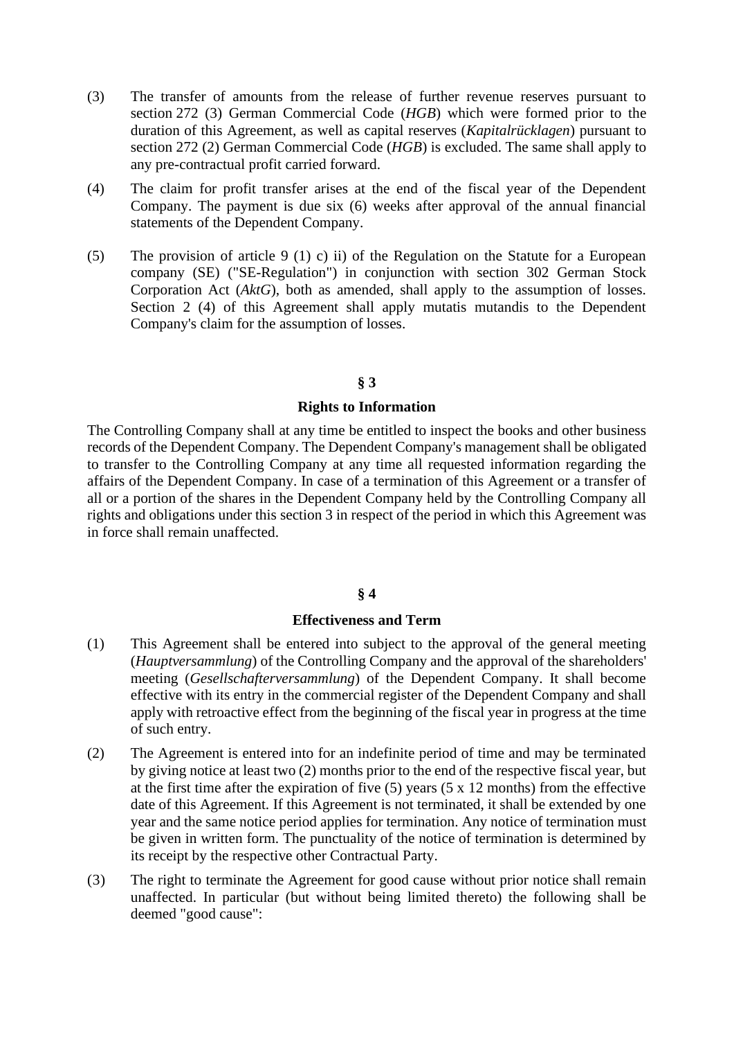(3) The transfer of amounts from the release of further revenue reserves pursuant to section 272 (3) German Commercial Code (*HGB*) which were formed prior to the duration of this Agreement, as well as capital reserves (*Kapitalrücklagen*) pursuant to section 272 (2) German Commercial Code (*HGB*) is excluded. The same shall apply to any pre-contractual profit carried forward.

(4) The claim for profit transfer arises at the end of the fiscal year of the Dependent Company. The payment is due six (6) weeks after approval of the annual financial statements of the Dependent Company.

(5) The provision of article 9 (1) c) ii) of the Regulation on the Statute for a European company (SE) ("SE-Regulation") in conjunction with section 302 German Stock Corporation Act (*AktG*), both as amended, shall apply to the assumption of losses. Section 2 (4) of this Agreement shall apply mutatis mutandis to the Dependent Company's claim for the assumption of losses.

## § 3

### Rights to Information

The Controlling Company shall at any time be entitled to inspect the books and other business records of the Dependent Company. The Dependent Company's management shall be obligated to transfer to the Controlling Company at any time all requested information regarding the affairs of the Dependent Company. In case of a termination of this Agreement or a transfer of all or a portion of the shares in the Dependent Company held by the Controlling Company all rights and obligations under this section 3 in respect of the period in which this Agreement was in force shall remain unaffected.

## § 4

### Effectiveness and Term

(1) This Agreement shall be entered into subject to the approval of the general meeting (*Hauptversammlung*) of the Controlling Company and the approval of the shareholders' meeting (*Gesellschafterversammlung*) of the Dependent Company. It shall become effective with its entry in the commercial register of the Dependent Company and shall apply with retroactive effect from the beginning of the fiscal year in progress at the time of such entry.

(2) The Agreement is entered into for an indefinite period of time and may be terminated by giving notice at least two (2) months prior to the end of the respective fiscal year, but at the first time after the expiration of five (5) years (5 x 12 months) from the effective date of this Agreement. If this Agreement is not terminated, it shall be extended by one year and the same notice period applies for termination. Any notice of termination must be given in written form. The punctuality of the notice of termination is determined by its receipt by the respective other Contractual Party.

(3) The right to terminate the Agreement for good cause without prior notice shall remain unaffected. In particular (but without being limited thereto) the following shall be deemed "good cause":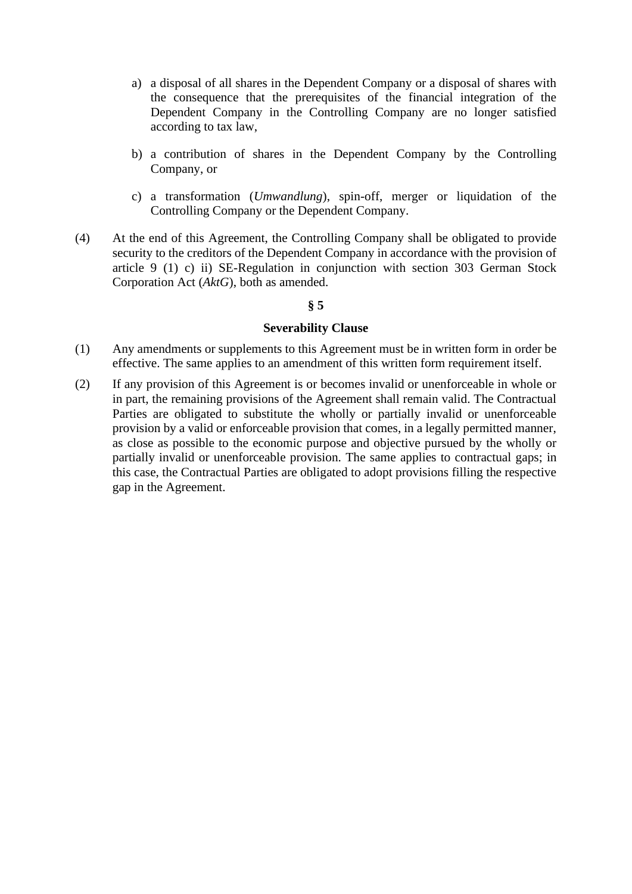a) a disposal of all shares in the Dependent Company or a disposal of shares with the consequence that the prerequisites of the financial integration of the Dependent Company in the Controlling Company are no longer satisfied according to tax law,

b) a contribution of shares in the Dependent Company by the Controlling Company, or

c) a transformation (*Umwandlung*), spin-off, merger or liquidation of the Controlling Company or the Dependent Company.

(4) At the end of this Agreement, the Controlling Company shall be obligated to provide security to the creditors of the Dependent Company in accordance with the provision of article 9 (1) c) ii) SE-Regulation in conjunction with section 303 German Stock Corporation Act (*AktG*), both as amended.

**§ 5**

**Severability Clause**

(1) Any amendments or supplements to this Agreement must be in written form in order be effective. The same applies to an amendment of this written form requirement itself.

(2) If any provision of this Agreement is or becomes invalid or unenforceable in whole or in part, the remaining provisions of the Agreement shall remain valid. The Contractual Parties are obligated to substitute the wholly or partially invalid or unenforceable provision by a valid or enforceable provision that comes, in a legally permitted manner, as close as possible to the economic purpose and objective pursued by the wholly or partially invalid or unenforceable provision. The same applies to contractual gaps; in this case, the Contractual Parties are obligated to adopt provisions filling the respective gap in the Agreement.